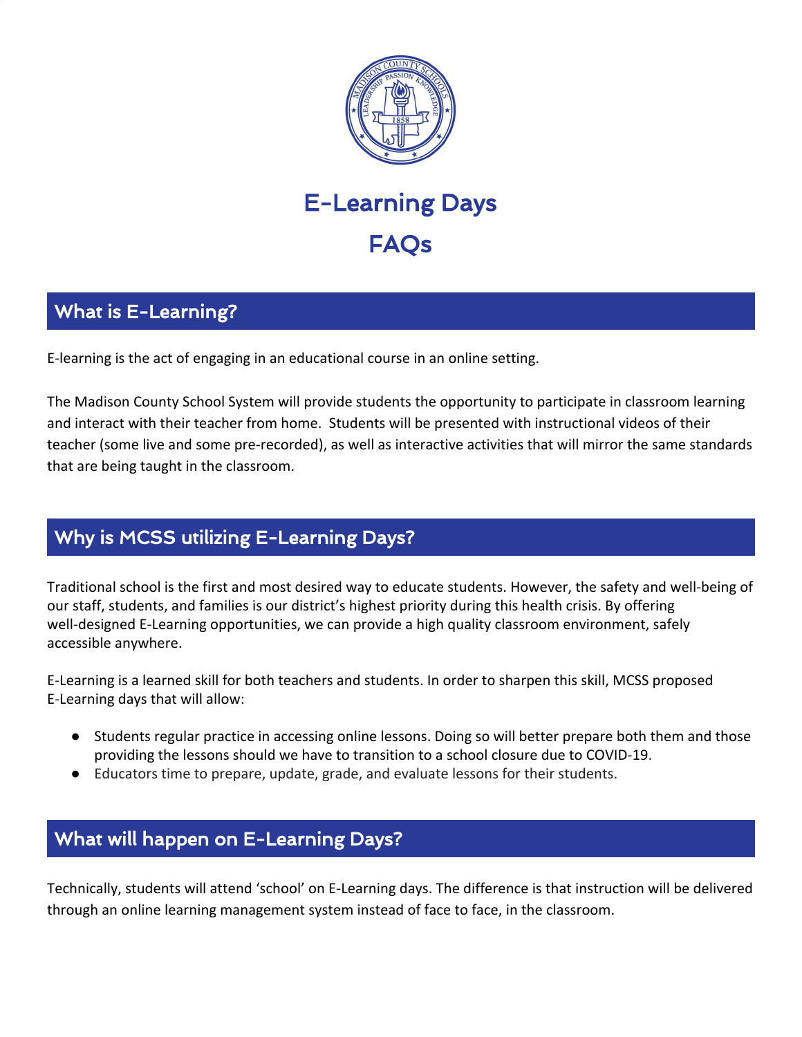# E-Learning Days

# FAQs

## What is E-Learning?

E-learning is the act of engaging in an educational course in an online setting.

The Madison County School System will provide students the opportunity to participate in classroom learning and interact with their teacher from home. Students will be presented with instructional videos of their teacher (some live and some pre-recorded), as well as interactive activities that will mirror the same standards that are being taught in the classroom.

## Why is MCSS utilizing E-Learning Days?

Traditional school is the first and most desired way to educate students. However, the safety and well-being of our staff, students, and families is our district's highest priority during this health crisis. By offering well-designed E-Learning opportunities, we can provide a high quality classroom environment, safely accessible anywhere.

E-Learning is a learned skill for both teachers and students. In order to sharpen this skill, MCSS proposed E-Learning days that will allow:

- Students regular practice in accessing online lessons. Doing so will better prepare both them and those providing the lessons should we have to transition to a school closure due to COVID-19.
- Educators time to prepare, update, grade, and evaluate lessons for their students.

## What will happen on E-Learning Days?

Technically, students will attend 'school' on E-Learning days. The difference is that instruction will be delivered through an online learning management system instead of face to face, in the classroom.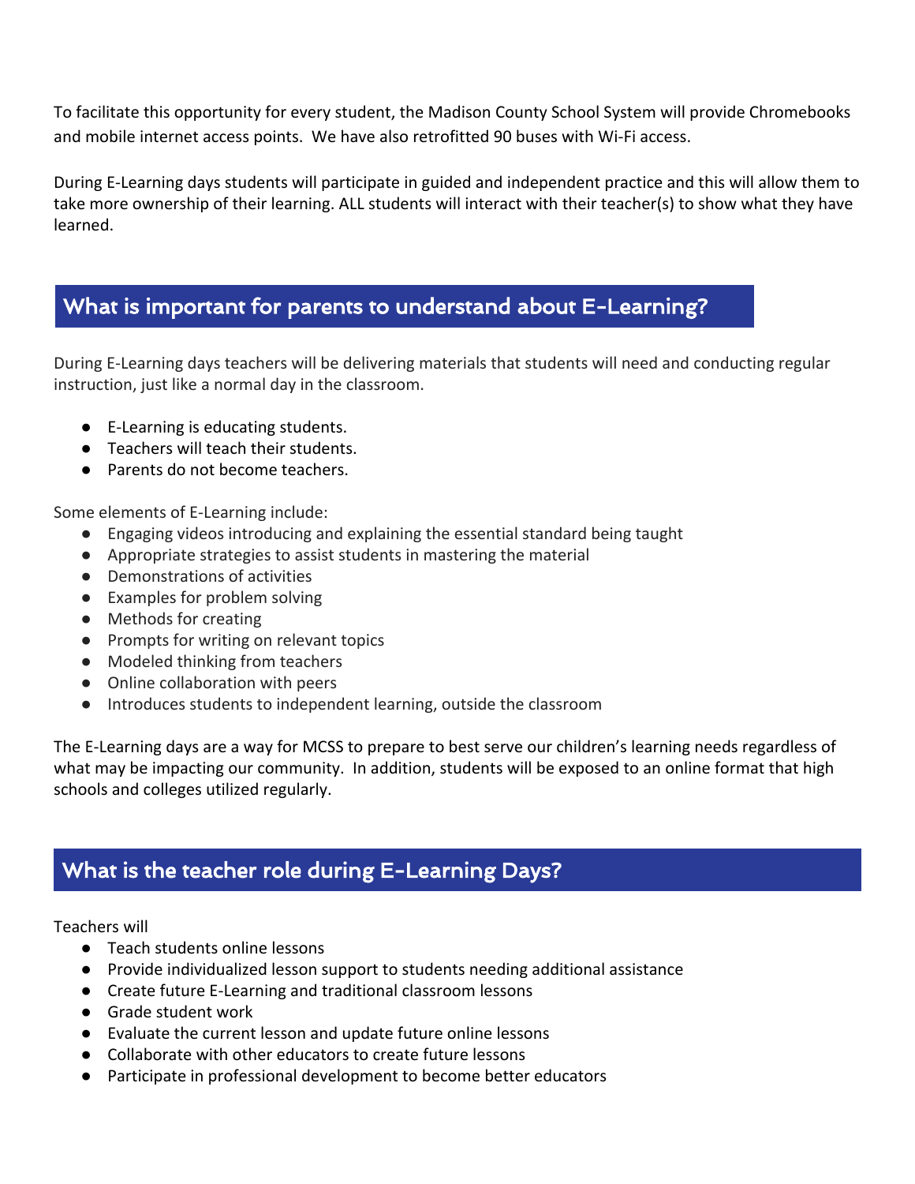To facilitate this opportunity for every student, the Madison County School System will provide Chromebooks and mobile internet access points. We have also retrofitted 90 buses with Wi-Fi access.

During E-Learning days students will participate in guided and independent practice and this will allow them to take more ownership of their learning. ALL students will interact with their teacher(s) to show what they have learned.

## What is important for parents to understand about E-Learning?

During E-Learning days teachers will be delivering materials that students will need and conducting regular instruction, just like a normal day in the classroom.

- E-Learning is educating students.
- Teachers will teach their students.
- Parents do not become teachers.

Some elements of E-Learning include:

- Engaging videos introducing and explaining the essential standard being taught
- Appropriate strategies to assist students in mastering the material
- Demonstrations of activities
- Examples for problem solving
- Methods for creating
- Prompts for writing on relevant topics
- Modeled thinking from teachers
- Online collaboration with peers
- Introduces students to independent learning, outside the classroom

The E-Learning days are a way for MCSS to prepare to best serve our children's learning needs regardless of what may be impacting our community. In addition, students will be exposed to an online format that high schools and colleges utilized regularly.

## What is the teacher role during E-Learning Days?

Teachers will

- Teach students online lessons
- Provide individualized lesson support to students needing additional assistance
- Create future E-Learning and traditional classroom lessons
- Grade student work
- Evaluate the current lesson and update future online lessons
- Collaborate with other educators to create future lessons
- Participate in professional development to become better educators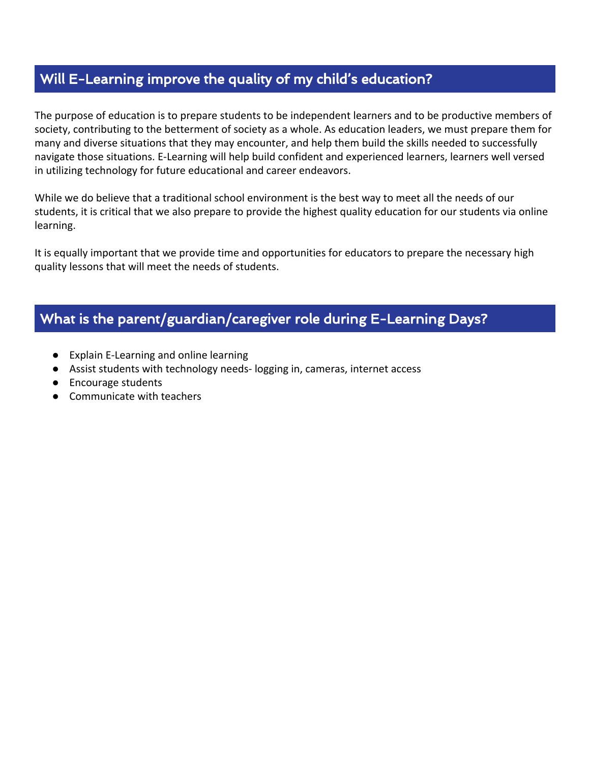## Will E-Learning improve the quality of my child's education?

The purpose of education is to prepare students to be independent learners and to be productive members of society, contributing to the betterment of society as a whole. As education leaders, we must prepare them for many and diverse situations that they may encounter, and help them build the skills needed to successfully navigate those situations. E-Learning will help build confident and experienced learners, learners well versed in utilizing technology for future educational and career endeavors.

While we do believe that a traditional school environment is the best way to meet all the needs of our students, it is critical that we also prepare to provide the highest quality education for our students via online learning.

It is equally important that we provide time and opportunities for educators to prepare the necessary high quality lessons that will meet the needs of students.

## What is the parent/guardian/caregiver role during E-Learning Days?

- Explain E-Learning and online learning
- Assist students with technology needs- logging in, cameras, internet access
- Encourage students
- Communicate with teachers